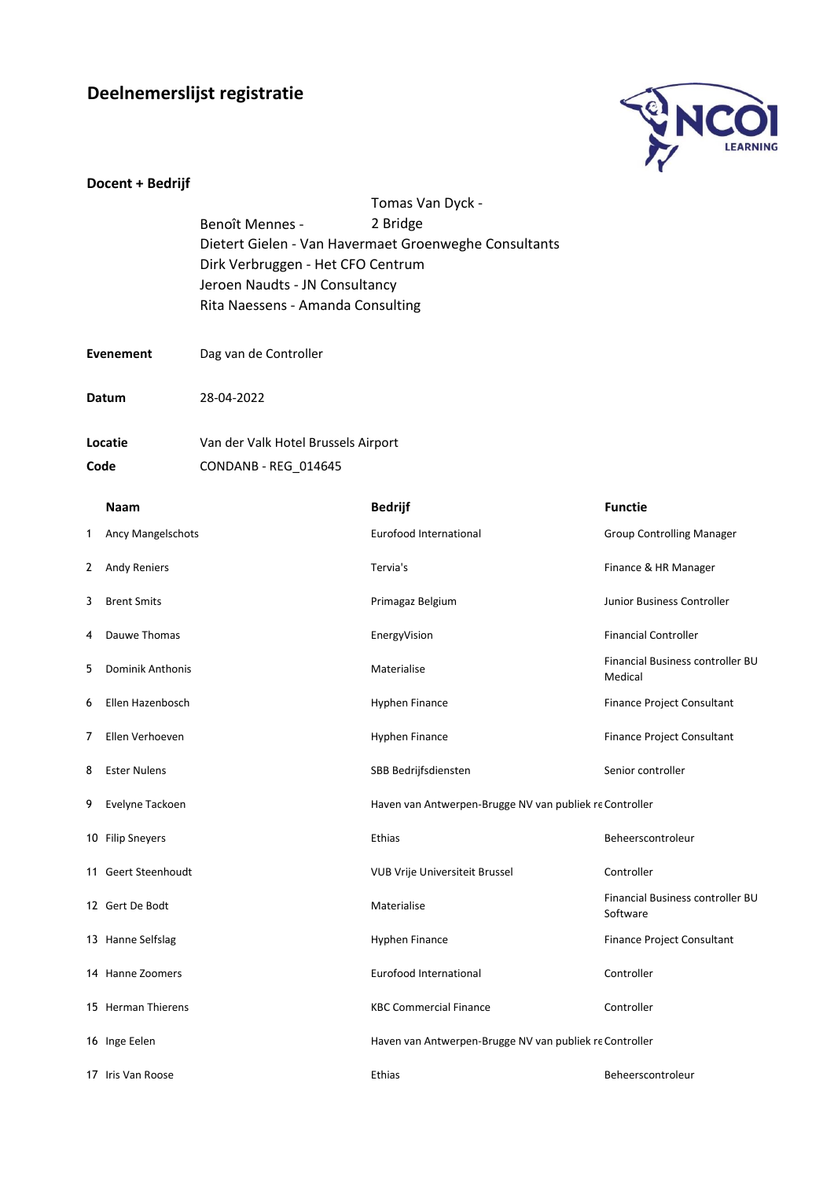# Deelnemerslijst registratie

**Docent + Bedrijf**

Benoît Mennes - Tomas Van Dyck - 2 Bridge
Dietert Gielen - Van Havermaet Groenweghe Consultants
Dirk Verbruggen - Het CFO Centrum
Jeroen Naudts - JN Consultancy
Rita Naessens - Amanda Consulting

**Evenement** Dag van de Controller

**Datum** 28-04-2022

**Locatie** Van der Valk Hotel Brussels Airport
**Code** CONDANB - REG_014645

| | Naam | Bedrijf | Functie |
|---|---|---|---|
| 1 | Ancy Mangelschots | Eurofood International | Group Controlling Manager |
| 2 | Andy Reniers | Tervia's | Finance & HR Manager |
| 3 | Brent Smits | Primagaz Belgium | Junior Business Controller |
| 4 | Dauwe Thomas | EnergyVision | Financial Controller |
| 5 | Dominik Anthonis | Materialise | Financial Business controller BU Medical |
| 6 | Ellen Hazenbosch | Hyphen Finance | Finance Project Consultant |
| 7 | Ellen Verhoeven | Hyphen Finance | Finance Project Consultant |
| 8 | Ester Nulens | SBB Bedrijfsdiensten | Senior controller |
| 9 | Evelyne Tackoen | Haven van Antwerpen-Brugge NV van publiek re | Controller |
| 10 | Filip Sneyers | Ethias | Beheerscontroleur |
| 11 | Geert Steenhoudt | VUB Vrije Universiteit Brussel | Controller |
| 12 | Gert De Bodt | Materialise | Financial Business controller BU Software |
| 13 | Hanne Selfslag | Hyphen Finance | Finance Project Consultant |
| 14 | Hanne Zoomers | Eurofood International | Controller |
| 15 | Herman Thierens | KBC Commercial Finance | Controller |
| 16 | Inge Eelen | Haven van Antwerpen-Brugge NV van publiek re | Controller |
| 17 | Iris Van Roose | Ethias | Beheerscontroleur |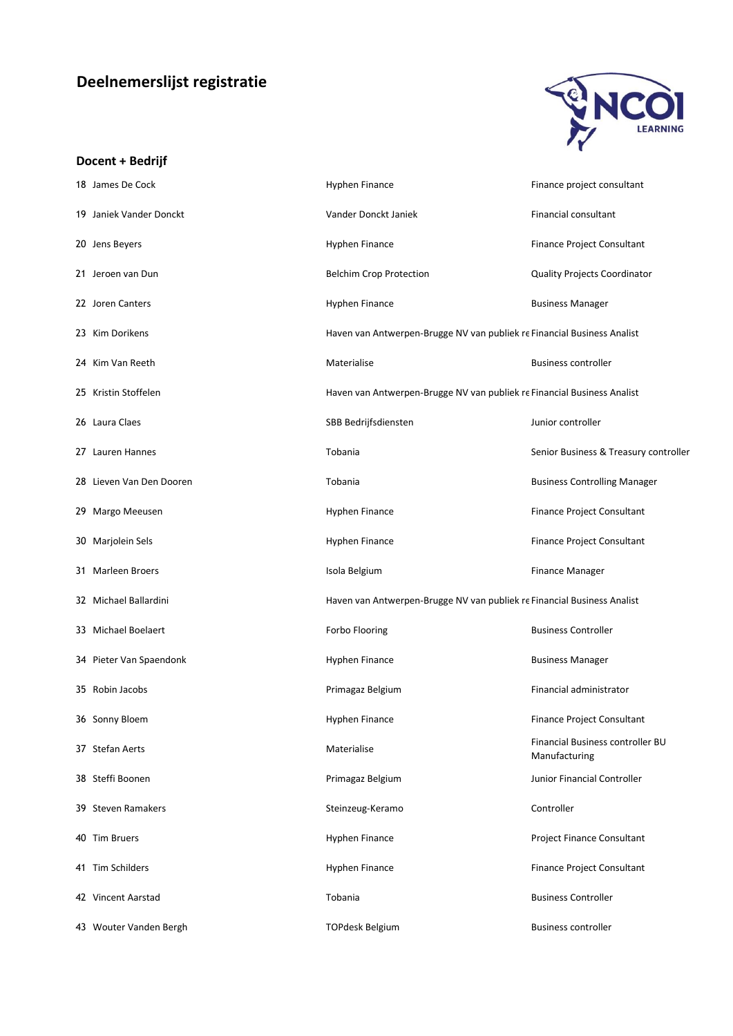# Deelnemerslijst registratie

## Docent + Bedrijf

| | | | |
|---|---|---|---|
| 18 | James De Cock | Hyphen Finance | Finance project consultant |
| 19 | Janiek Vander Donckt | Vander Donckt Janiek | Financial consultant |
| 20 | Jens Beyers | Hyphen Finance | Finance Project Consultant |
| 21 | Jeroen van Dun | Belchim Crop Protection | Quality Projects Coordinator |
| 22 | Joren Canters | Hyphen Finance | Business Manager |
| 23 | Kim Dorikens | Haven van Antwerpen-Brugge NV van publiek re | Financial Business Analist |
| 24 | Kim Van Reeth | Materialise | Business controller |
| 25 | Kristin Stoffelen | Haven van Antwerpen-Brugge NV van publiek re | Financial Business Analist |
| 26 | Laura Claes | SBB Bedrijfsdiensten | Junior controller |
| 27 | Lauren Hannes | Tobania | Senior Business & Treasury controller |
| 28 | Lieven Van Den Dooren | Tobania | Business Controlling Manager |
| 29 | Margo Meeusen | Hyphen Finance | Finance Project Consultant |
| 30 | Marjolein Sels | Hyphen Finance | Finance Project Consultant |
| 31 | Marleen Broers | Isola Belgium | Finance Manager |
| 32 | Michael Ballardini | Haven van Antwerpen-Brugge NV van publiek re | Financial Business Analist |
| 33 | Michael Boelaert | Forbo Flooring | Business Controller |
| 34 | Pieter Van Spaendonk | Hyphen Finance | Business Manager |
| 35 | Robin Jacobs | Primagaz Belgium | Financial administrator |
| 36 | Sonny Bloem | Hyphen Finance | Finance Project Consultant |
| 37 | Stefan Aerts | Materialise | Financial Business controller BU Manufacturing |
| 38 | Steffi Boonen | Primagaz Belgium | Junior Financial Controller |
| 39 | Steven Ramakers | Steinzeug-Keramo | Controller |
| 40 | Tim Bruers | Hyphen Finance | Project Finance Consultant |
| 41 | Tim Schilders | Hyphen Finance | Finance Project Consultant |
| 42 | Vincent Aarstad | Tobania | Business Controller |
| 43 | Wouter Vanden Bergh | TOPdesk Belgium | Business controller |